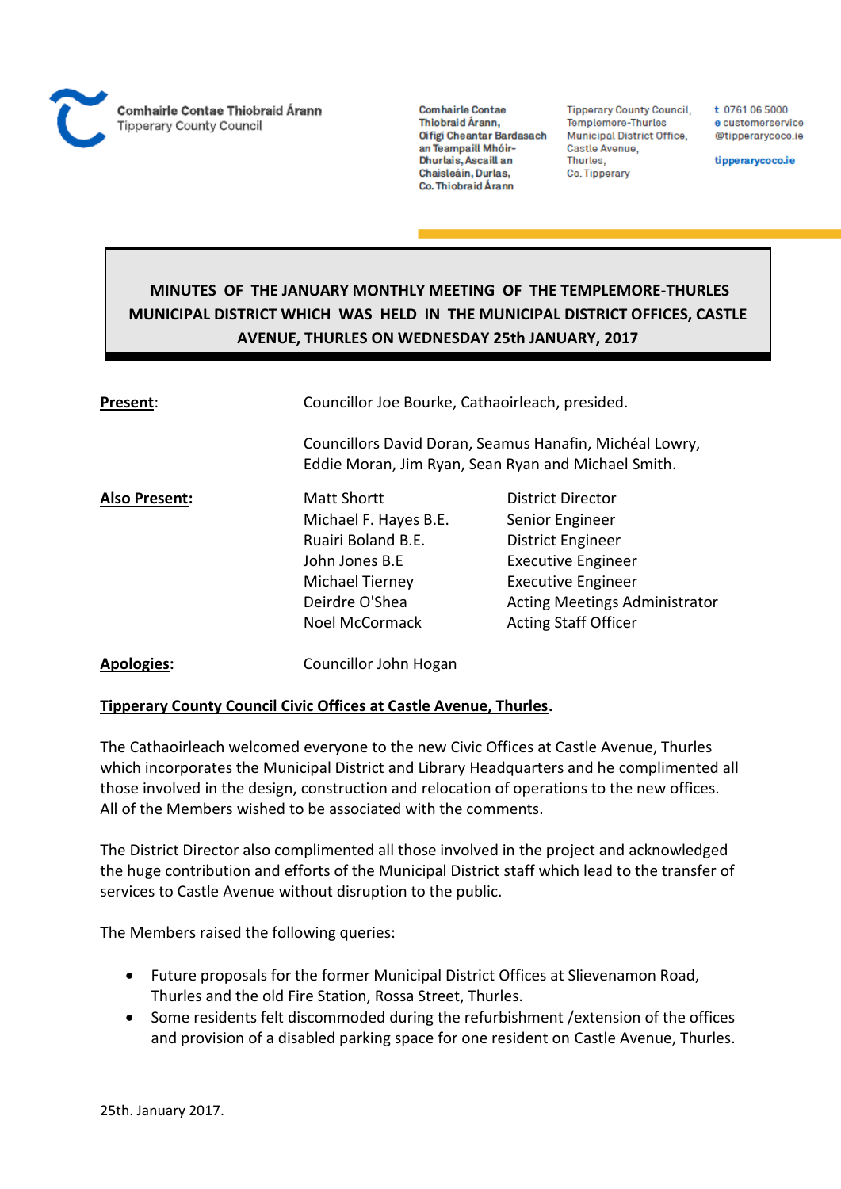Comhairle Contae Thiobraid Árann
Tipperary County Council

Comhairle Contae Thiobraid Árann, Oifigí Cheantar Bardasach an Teampaill Mhóir-Dhurlais, Ascaill an Chaisleáin, Durlas, Co. Thiobraid Árann

Tipperary County Council, Templemore-Thurles Municipal District Office, Castle Avenue, Thurles, Co. Tipperary

t 0761 06 5000
e customerservice@tipperarycoco.ie
tipperarycoco.ie

# MINUTES OF THE JANUARY MONTHLY MEETING OF THE TEMPLEMORE-THURLES MUNICIPAL DISTRICT WHICH WAS HELD IN THE MUNICIPAL DISTRICT OFFICES, CASTLE AVENUE, THURLES ON WEDNESDAY 25th JANUARY, 2017

**Present**: Councillor Joe Bourke, Cathaoirleach, presided.

Councillors David Doran, Seamus Hanafin, Michéal Lowry, Eddie Moran, Jim Ryan, Sean Ryan and Michael Smith.

**Also Present**:

| | |
|---|---|
| Matt Shortt | District Director |
| Michael F. Hayes B.E. | Senior Engineer |
| Ruairi Boland B.E. | District Engineer |
| John Jones B.E | Executive Engineer |
| Michael Tierney | Executive Engineer |
| Deirdre O'Shea | Acting Meetings Administrator |
| Noel McCormack | Acting Staff Officer |

**Apologies**: Councillor John Hogan

**Tipperary County Council Civic Offices at Castle Avenue, Thurles.**

The Cathaoirleach welcomed everyone to the new Civic Offices at Castle Avenue, Thurles which incorporates the Municipal District and Library Headquarters and he complimented all those involved in the design, construction and relocation of operations to the new offices. All of the Members wished to be associated with the comments.

The District Director also complimented all those involved in the project and acknowledged the huge contribution and efforts of the Municipal District staff which lead to the transfer of services to Castle Avenue without disruption to the public.

The Members raised the following queries:

- Future proposals for the former Municipal District Offices at Slievenamon Road, Thurles and the old Fire Station, Rossa Street, Thurles.
- Some residents felt discommoded during the refurbishment /extension of the offices and provision of a disabled parking space for one resident on Castle Avenue, Thurles.

25th. January 2017.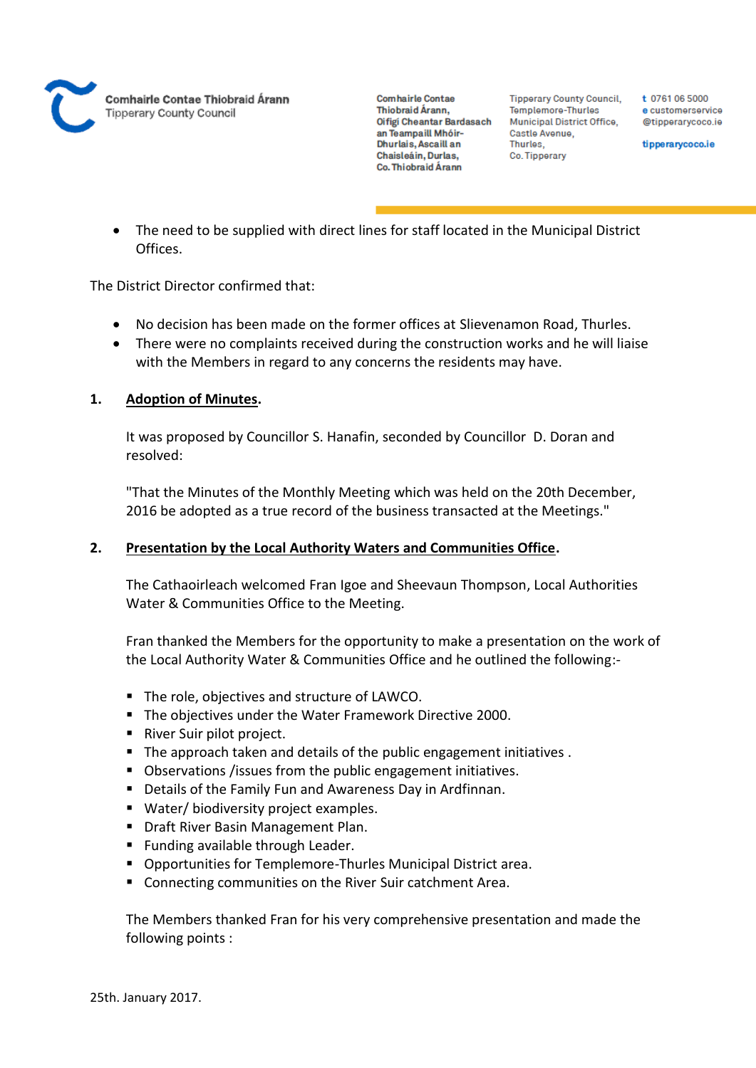- The need to be supplied with direct lines for staff located in the Municipal District Offices.

The District Director confirmed that:

- No decision has been made on the former offices at Slievenamon Road, Thurles.
- There were no complaints received during the construction works and he will liaise with the Members in regard to any concerns the residents may have.

**1. <u>Adoption of Minutes</u>.**

It was proposed by Councillor S. Hanafin, seconded by Councillor D. Doran and resolved:

"That the Minutes of the Monthly Meeting which was held on the 20th December, 2016 be adopted as a true record of the business transacted at the Meetings."

**2. <u>Presentation by the Local Authority Waters and Communities Office</u>.**

The Cathaoirleach welcomed Fran Igoe and Sheevaun Thompson, Local Authorities Water & Communities Office to the Meeting.

Fran thanked the Members for the opportunity to make a presentation on the work of the Local Authority Water & Communities Office and he outlined the following:-

- The role, objectives and structure of LAWCO.
- The objectives under the Water Framework Directive 2000.
- River Suir pilot project.
- The approach taken and details of the public engagement initiatives .
- Observations /issues from the public engagement initiatives.
- Details of the Family Fun and Awareness Day in Ardfinnan.
- Water/ biodiversity project examples.
- Draft River Basin Management Plan.
- Funding available through Leader.
- Opportunities for Templemore-Thurles Municipal District area.
- Connecting communities on the River Suir catchment Area.

The Members thanked Fran for his very comprehensive presentation and made the following points :

25th. January 2017.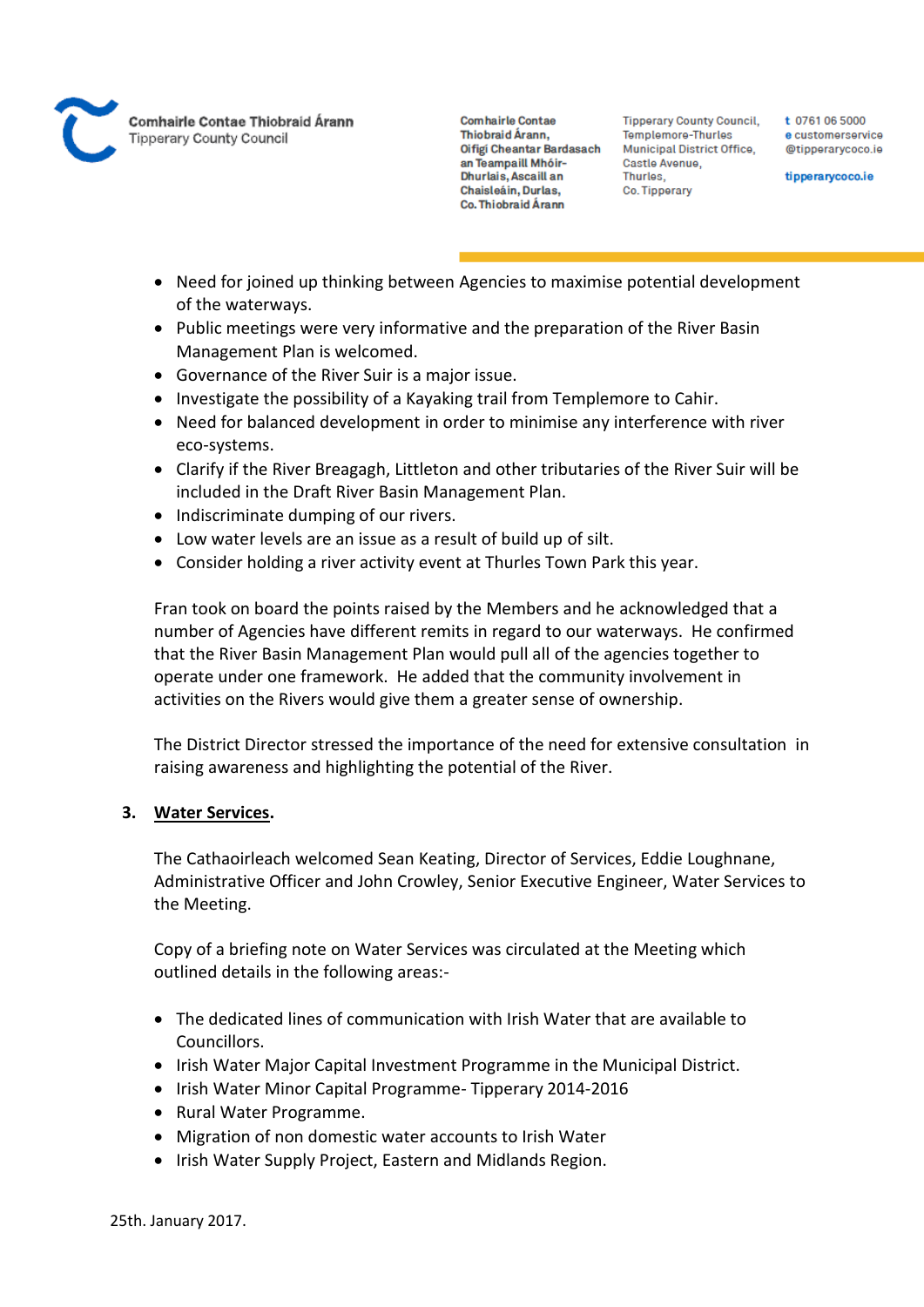- Need for joined up thinking between Agencies to maximise potential development of the waterways.
- Public meetings were very informative and the preparation of the River Basin Management Plan is welcomed.
- Governance of the River Suir is a major issue.
- Investigate the possibility of a Kayaking trail from Templemore to Cahir.
- Need for balanced development in order to minimise any interference with river eco-systems.
- Clarify if the River Breagagh, Littleton and other tributaries of the River Suir will be included in the Draft River Basin Management Plan.
- Indiscriminate dumping of our rivers.
- Low water levels are an issue as a result of build up of silt.
- Consider holding a river activity event at Thurles Town Park this year.

Fran took on board the points raised by the Members and he acknowledged that a number of Agencies have different remits in regard to our waterways. He confirmed that the River Basin Management Plan would pull all of the agencies together to operate under one framework. He added that the community involvement in activities on the Rivers would give them a greater sense of ownership.

The District Director stressed the importance of the need for extensive consultation in raising awareness and highlighting the potential of the River.

**3. <u>Water Services</u>.**

The Cathaoirleach welcomed Sean Keating, Director of Services, Eddie Loughnane, Administrative Officer and John Crowley, Senior Executive Engineer, Water Services to the Meeting.

Copy of a briefing note on Water Services was circulated at the Meeting which outlined details in the following areas:-

- The dedicated lines of communication with Irish Water that are available to Councillors.
- Irish Water Major Capital Investment Programme in the Municipal District.
- Irish Water Minor Capital Programme- Tipperary 2014-2016
- Rural Water Programme.
- Migration of non domestic water accounts to Irish Water
- Irish Water Supply Project, Eastern and Midlands Region.

25th. January 2017.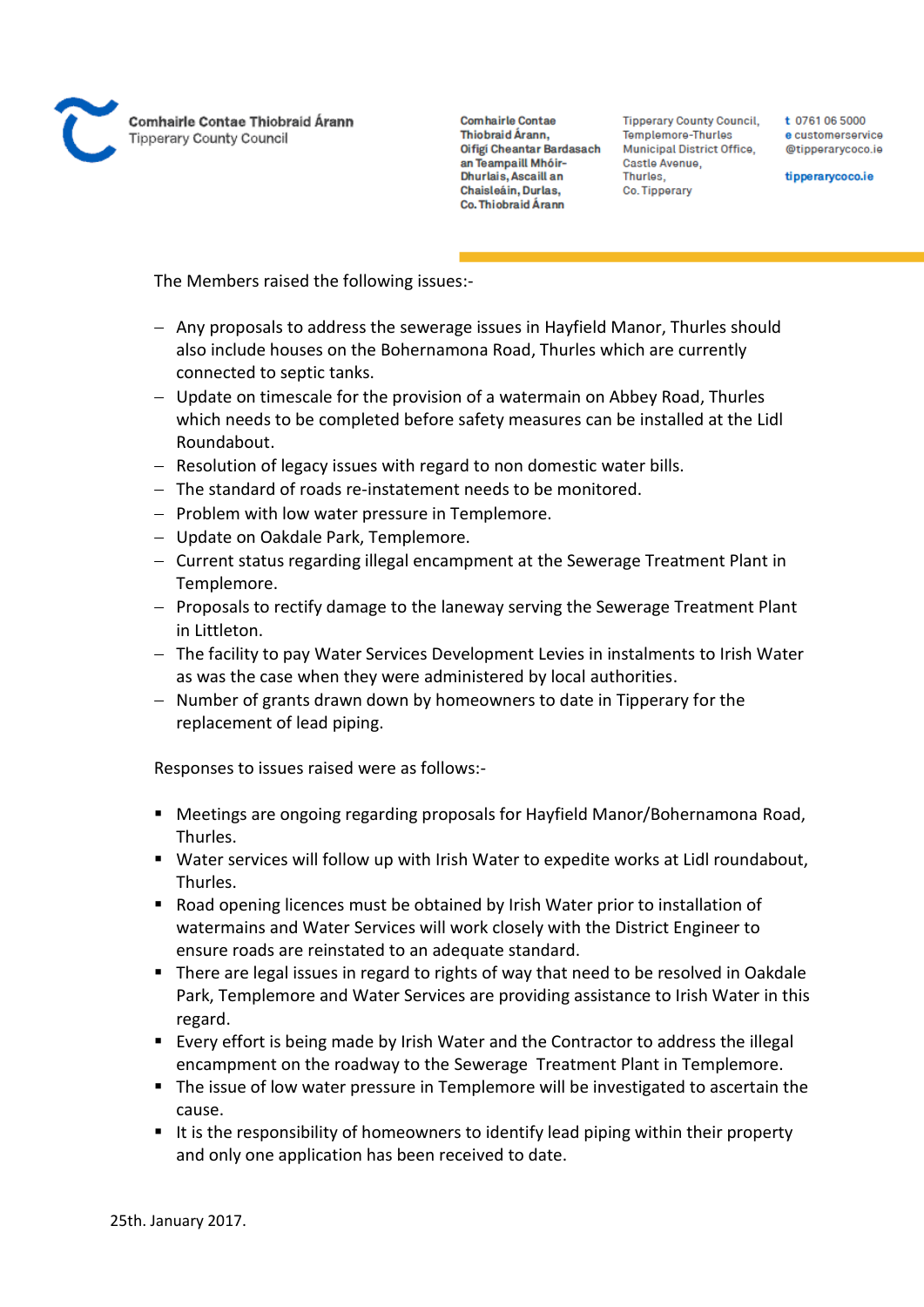The Members raised the following issues:-

- Any proposals to address the sewerage issues in Hayfield Manor, Thurles should also include houses on the Bohernamona Road, Thurles which are currently connected to septic tanks.
- Update on timescale for the provision of a watermain on Abbey Road, Thurles which needs to be completed before safety measures can be installed at the Lidl Roundabout.
- Resolution of legacy issues with regard to non domestic water bills.
- The standard of roads re-instatement needs to be monitored.
- Problem with low water pressure in Templemore.
- Update on Oakdale Park, Templemore.
- Current status regarding illegal encampment at the Sewerage Treatment Plant in Templemore.
- Proposals to rectify damage to the laneway serving the Sewerage Treatment Plant in Littleton.
- The facility to pay Water Services Development Levies in instalments to Irish Water as was the case when they were administered by local authorities.
- Number of grants drawn down by homeowners to date in Tipperary for the replacement of lead piping.

Responses to issues raised were as follows:-

- Meetings are ongoing regarding proposals for Hayfield Manor/Bohernamona Road, Thurles.
- Water services will follow up with Irish Water to expedite works at Lidl roundabout, Thurles.
- Road opening licences must be obtained by Irish Water prior to installation of watermains and Water Services will work closely with the District Engineer to ensure roads are reinstated to an adequate standard.
- There are legal issues in regard to rights of way that need to be resolved in Oakdale Park, Templemore and Water Services are providing assistance to Irish Water in this regard.
- Every effort is being made by Irish Water and the Contractor to address the illegal encampment on the roadway to the Sewerage Treatment Plant in Templemore.
- The issue of low water pressure in Templemore will be investigated to ascertain the cause.
- It is the responsibility of homeowners to identify lead piping within their property and only one application has been received to date.

25th. January 2017.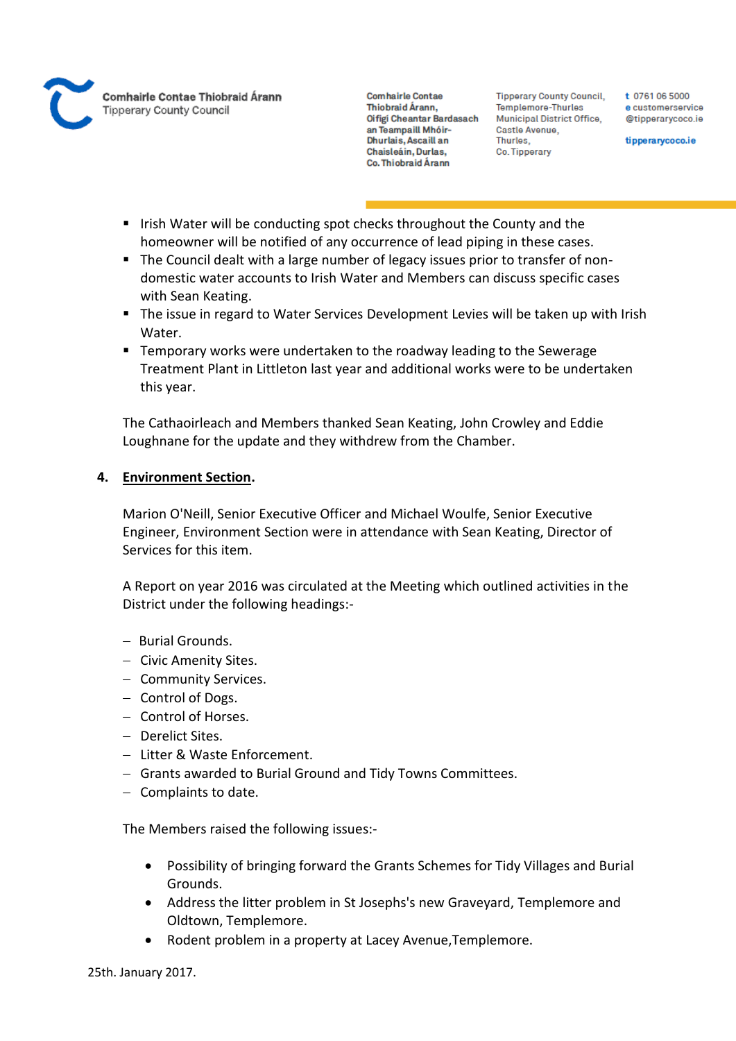- Irish Water will be conducting spot checks throughout the County and the homeowner will be notified of any occurrence of lead piping in these cases.
- The Council dealt with a large number of legacy issues prior to transfer of non-domestic water accounts to Irish Water and Members can discuss specific cases with Sean Keating.
- The issue in regard to Water Services Development Levies will be taken up with Irish Water.
- Temporary works were undertaken to the roadway leading to the Sewerage Treatment Plant in Littleton last year and additional works were to be undertaken this year.

The Cathaoirleach and Members thanked Sean Keating, John Crowley and Eddie Loughnane for the update and they withdrew from the Chamber.

**4. Environment Section.**

Marion O'Neill, Senior Executive Officer and Michael Woulfe, Senior Executive Engineer, Environment Section were in attendance with Sean Keating, Director of Services for this item.

A Report on year 2016 was circulated at the Meeting which outlined activities in the District under the following headings:-

- Burial Grounds.
- Civic Amenity Sites.
- Community Services.
- Control of Dogs.
- Control of Horses.
- Derelict Sites.
- Litter & Waste Enforcement.
- Grants awarded to Burial Ground and Tidy Towns Committees.
- Complaints to date.

The Members raised the following issues:-

- Possibility of bringing forward the Grants Schemes for Tidy Villages and Burial Grounds.
- Address the litter problem in St Josephs's new Graveyard, Templemore and Oldtown, Templemore.
- Rodent problem in a property at Lacey Avenue,Templemore.

25th. January 2017.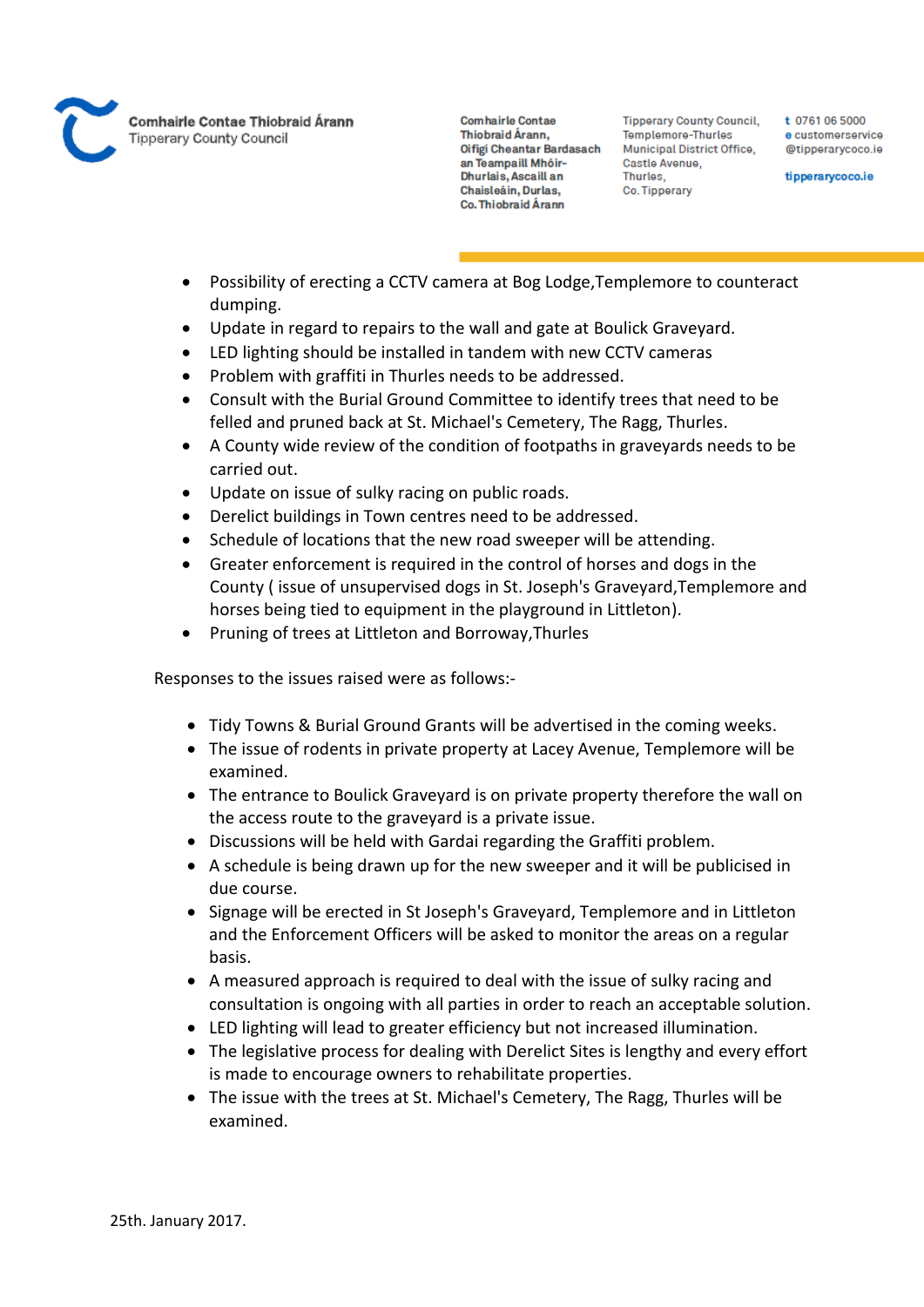- Possibility of erecting a CCTV camera at Bog Lodge,Templemore to counteract dumping.
- Update in regard to repairs to the wall and gate at Boulick Graveyard.
- LED lighting should be installed in tandem with new CCTV cameras
- Problem with graffiti in Thurles needs to be addressed.
- Consult with the Burial Ground Committee to identify trees that need to be felled and pruned back at St. Michael's Cemetery, The Ragg, Thurles.
- A County wide review of the condition of footpaths in graveyards needs to be carried out.
- Update on issue of sulky racing on public roads.
- Derelict buildings in Town centres need to be addressed.
- Schedule of locations that the new road sweeper will be attending.
- Greater enforcement is required in the control of horses and dogs in the County ( issue of unsupervised dogs in St. Joseph's Graveyard,Templemore and horses being tied to equipment in the playground in Littleton).
- Pruning of trees at Littleton and Borroway,Thurles

Responses to the issues raised were as follows:-

- Tidy Towns & Burial Ground Grants will be advertised in the coming weeks.
- The issue of rodents in private property at Lacey Avenue, Templemore will be examined.
- The entrance to Boulick Graveyard is on private property therefore the wall on the access route to the graveyard is a private issue.
- Discussions will be held with Gardai regarding the Graffiti problem.
- A schedule is being drawn up for the new sweeper and it will be publicised in due course.
- Signage will be erected in St Joseph's Graveyard, Templemore and in Littleton and the Enforcement Officers will be asked to monitor the areas on a regular basis.
- A measured approach is required to deal with the issue of sulky racing and consultation is ongoing with all parties in order to reach an acceptable solution.
- LED lighting will lead to greater efficiency but not increased illumination.
- The legislative process for dealing with Derelict Sites is lengthy and every effort is made to encourage owners to rehabilitate properties.
- The issue with the trees at St. Michael's Cemetery, The Ragg, Thurles will be examined.

25th. January 2017.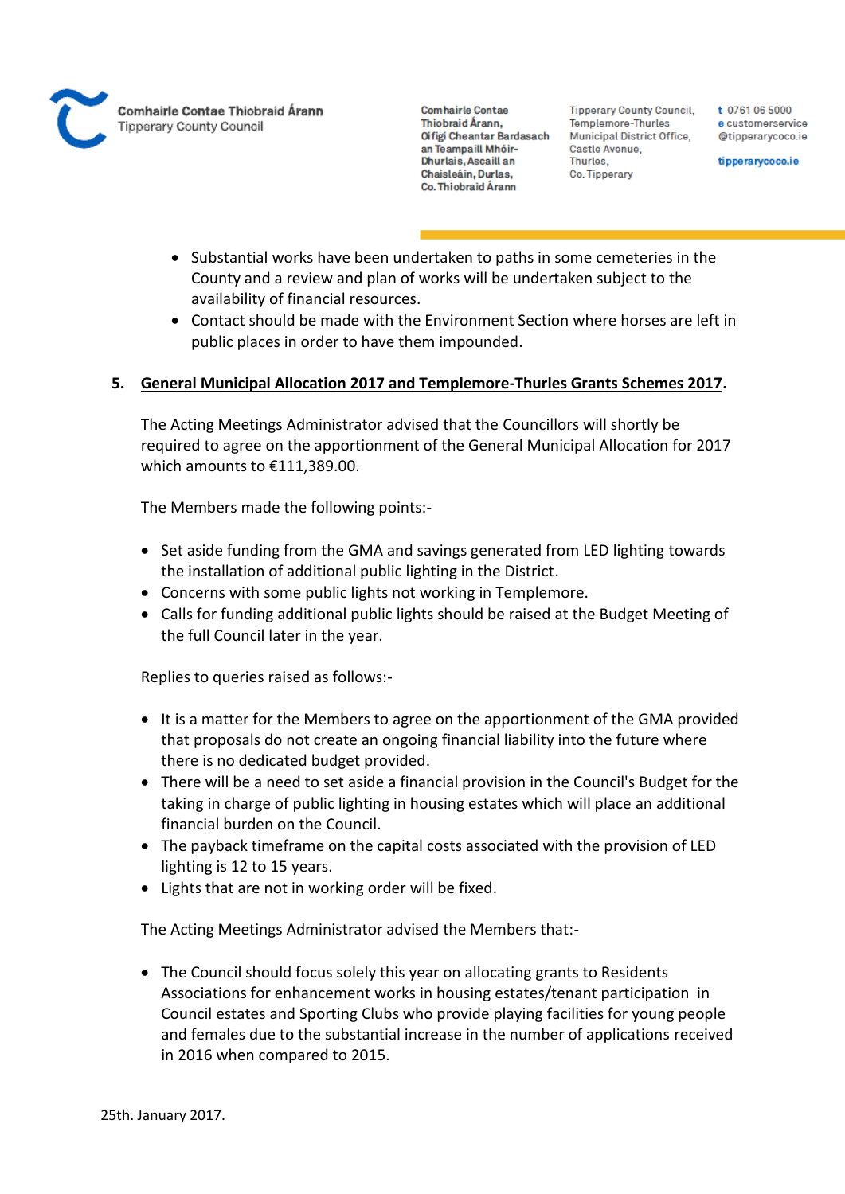- Substantial works have been undertaken to paths in some cemeteries in the County and a review and plan of works will be undertaken subject to the availability of financial resources.
- Contact should be made with the Environment Section where horses are left in public places in order to have them impounded.

**5. General Municipal Allocation 2017 and Templemore-Thurles Grants Schemes 2017.**

The Acting Meetings Administrator advised that the Councillors will shortly be required to agree on the apportionment of the General Municipal Allocation for 2017 which amounts to €111,389.00.

The Members made the following points:-

- Set aside funding from the GMA and savings generated from LED lighting towards the installation of additional public lighting in the District.
- Concerns with some public lights not working in Templemore.
- Calls for funding additional public lights should be raised at the Budget Meeting of the full Council later in the year.

Replies to queries raised as follows:-

- It is a matter for the Members to agree on the apportionment of the GMA provided that proposals do not create an ongoing financial liability into the future where there is no dedicated budget provided.
- There will be a need to set aside a financial provision in the Council's Budget for the taking in charge of public lighting in housing estates which will place an additional financial burden on the Council.
- The payback timeframe on the capital costs associated with the provision of LED lighting is 12 to 15 years.
- Lights that are not in working order will be fixed.

The Acting Meetings Administrator advised the Members that:-

- The Council should focus solely this year on allocating grants to Residents Associations for enhancement works in housing estates/tenant participation in Council estates and Sporting Clubs who provide playing facilities for young people and females due to the substantial increase in the number of applications received in 2016 when compared to 2015.

25th. January 2017.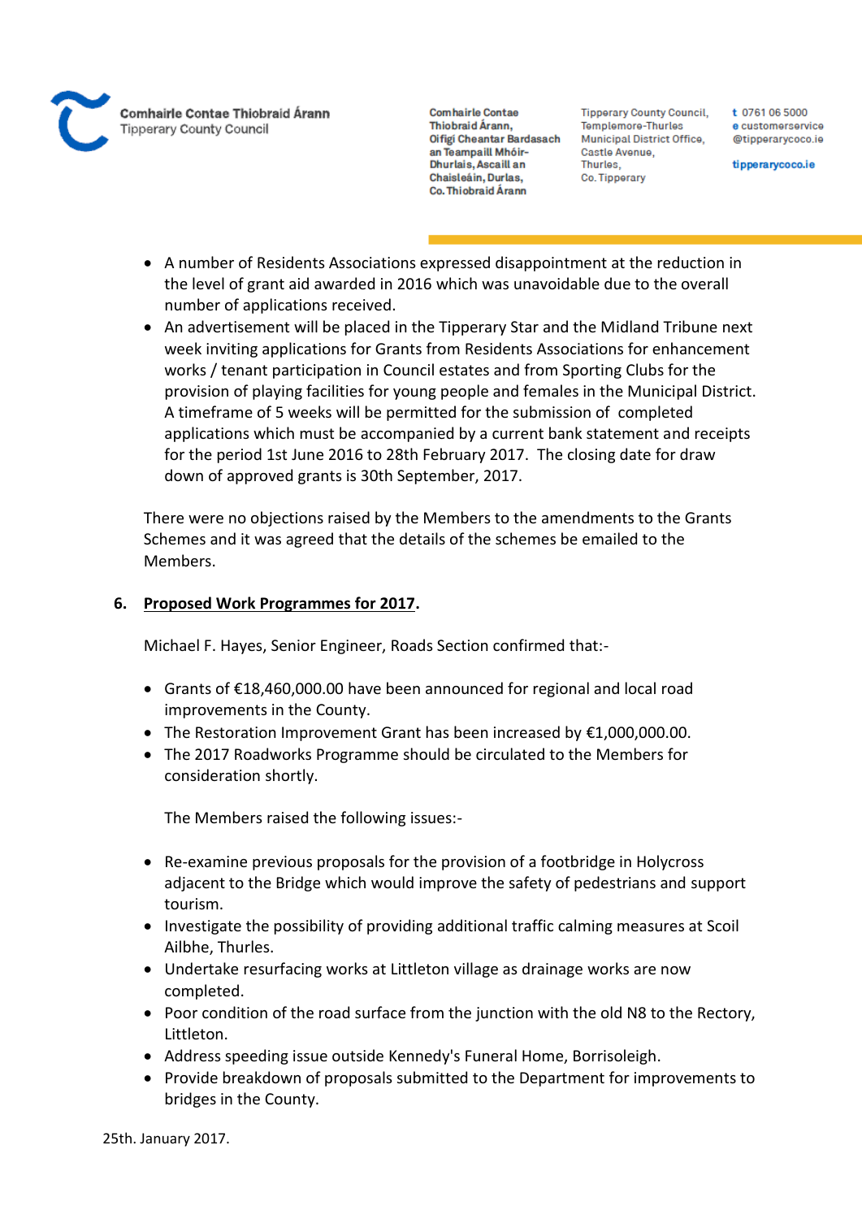- A number of Residents Associations expressed disappointment at the reduction in the level of grant aid awarded in 2016 which was unavoidable due to the overall number of applications received.
- An advertisement will be placed in the Tipperary Star and the Midland Tribune next week inviting applications for Grants from Residents Associations for enhancement works / tenant participation in Council estates and from Sporting Clubs for the provision of playing facilities for young people and females in the Municipal District. A timeframe of 5 weeks will be permitted for the submission of completed applications which must be accompanied by a current bank statement and receipts for the period 1st June 2016 to 28th February 2017. The closing date for draw down of approved grants is 30th September, 2017.

There were no objections raised by the Members to the amendments to the Grants Schemes and it was agreed that the details of the schemes be emailed to the Members.

**6. <u>Proposed Work Programmes for 2017</u>.**

Michael F. Hayes, Senior Engineer, Roads Section confirmed that:-

- Grants of €18,460,000.00 have been announced for regional and local road improvements in the County.
- The Restoration Improvement Grant has been increased by €1,000,000.00.
- The 2017 Roadworks Programme should be circulated to the Members for consideration shortly.

The Members raised the following issues:-

- Re-examine previous proposals for the provision of a footbridge in Holycross adjacent to the Bridge which would improve the safety of pedestrians and support tourism.
- Investigate the possibility of providing additional traffic calming measures at Scoil Ailbhe, Thurles.
- Undertake resurfacing works at Littleton village as drainage works are now completed.
- Poor condition of the road surface from the junction with the old N8 to the Rectory, Littleton.
- Address speeding issue outside Kennedy's Funeral Home, Borrisoleigh.
- Provide breakdown of proposals submitted to the Department for improvements to bridges in the County.

25th. January 2017.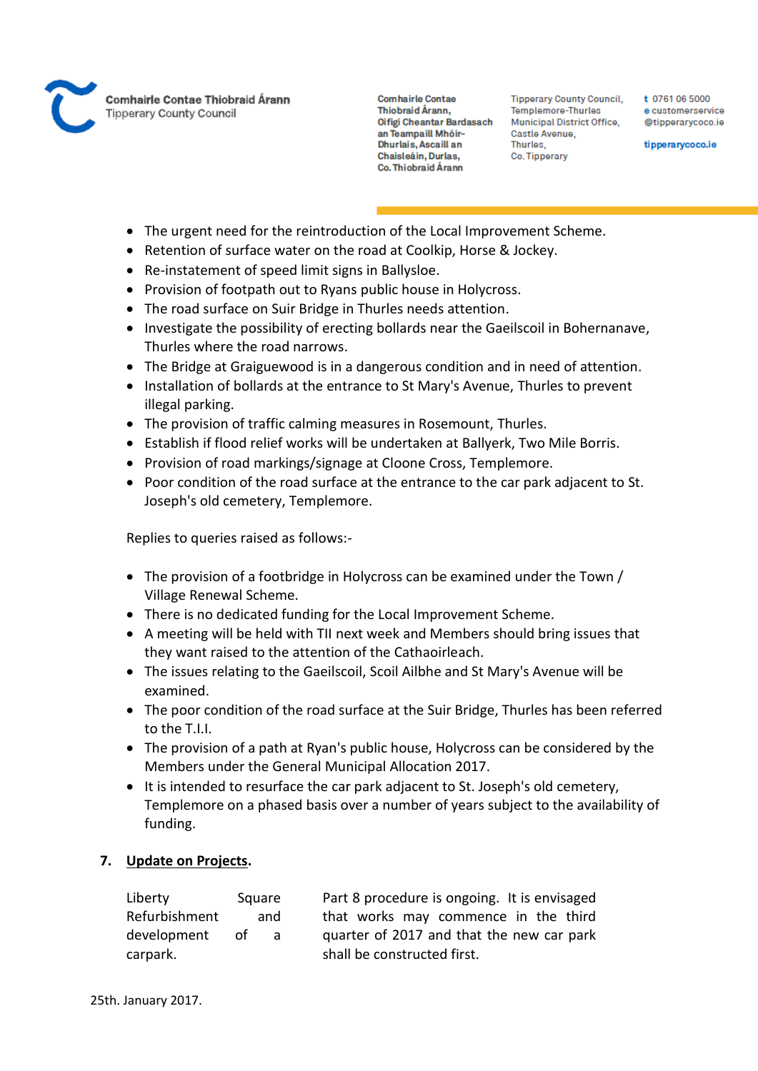- The urgent need for the reintroduction of the Local Improvement Scheme.
- Retention of surface water on the road at Coolkip, Horse & Jockey.
- Re-instatement of speed limit signs in Ballysloe.
- Provision of footpath out to Ryans public house in Holycross.
- The road surface on Suir Bridge in Thurles needs attention.
- Investigate the possibility of erecting bollards near the Gaeilscoil in Bohernanave, Thurles where the road narrows.
- The Bridge at Graiguewood is in a dangerous condition and in need of attention.
- Installation of bollards at the entrance to St Mary's Avenue, Thurles to prevent illegal parking.
- The provision of traffic calming measures in Rosemount, Thurles.
- Establish if flood relief works will be undertaken at Ballyerk, Two Mile Borris.
- Provision of road markings/signage at Cloone Cross, Templemore.
- Poor condition of the road surface at the entrance to the car park adjacent to St. Joseph's old cemetery, Templemore.

Replies to queries raised as follows:-

- The provision of a footbridge in Holycross can be examined under the Town / Village Renewal Scheme.
- There is no dedicated funding for the Local Improvement Scheme.
- A meeting will be held with TII next week and Members should bring issues that they want raised to the attention of the Cathaoirleach.
- The issues relating to the Gaeilscoil, Scoil Ailbhe and St Mary's Avenue will be examined.
- The poor condition of the road surface at the Suir Bridge, Thurles has been referred to the T.I.I.
- The provision of a path at Ryan's public house, Holycross can be considered by the Members under the General Municipal Allocation 2017.
- It is intended to resurface the car park adjacent to St. Joseph's old cemetery, Templemore on a phased basis over a number of years subject to the availability of funding.

**7. Update on Projects.**

| | |
|---|---|
| Liberty Square Refurbishment and development of a carpark. | Part 8 procedure is ongoing. It is envisaged that works may commence in the third quarter of 2017 and that the new car park shall be constructed first. |

25th. January 2017.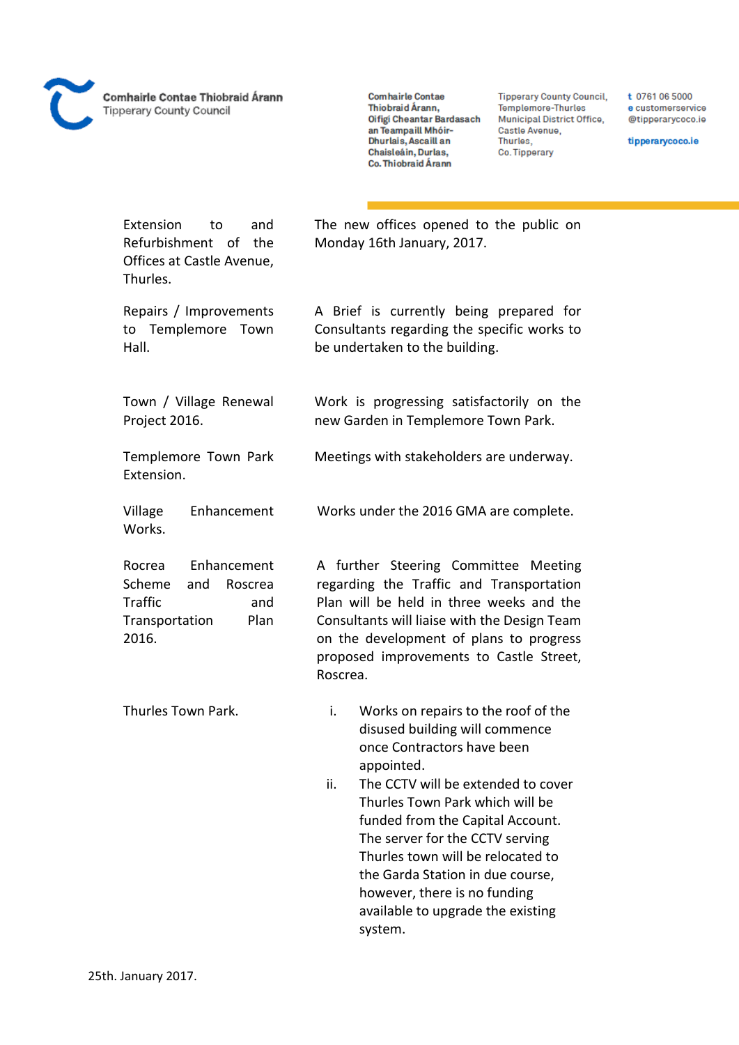| | |
|---|---|
| Extension to and Refurbishment of the Offices at Castle Avenue, Thurles. | The new offices opened to the public on Monday 16th January, 2017. |
| Repairs / Improvements to Templemore Town Hall. | A Brief is currently being prepared for Consultants regarding the specific works to be undertaken to the building. |
| Town / Village Renewal Project 2016. | Work is progressing satisfactorily on the new Garden in Templemore Town Park. |
| Templemore Town Park Extension. | Meetings with stakeholders are underway. |
| Village Enhancement Works. | Works under the 2016 GMA are complete. |
| Rocrea Enhancement Scheme and Roscrea Traffic and Transportation Plan 2016. | A further Steering Committee Meeting regarding the Traffic and Transportation Plan will be held in three weeks and the Consultants will liaise with the Design Team on the development of plans to progress proposed improvements to Castle Street, Roscrea. |
| Thurles Town Park. | i. Works on repairs to the roof of the disused building will commence once Contractors have been appointed. ii. The CCTV will be extended to cover Thurles Town Park which will be funded from the Capital Account. The server for the CCTV serving Thurles town will be relocated to the Garda Station in due course, however, there is no funding available to upgrade the existing system. |

25th. January 2017.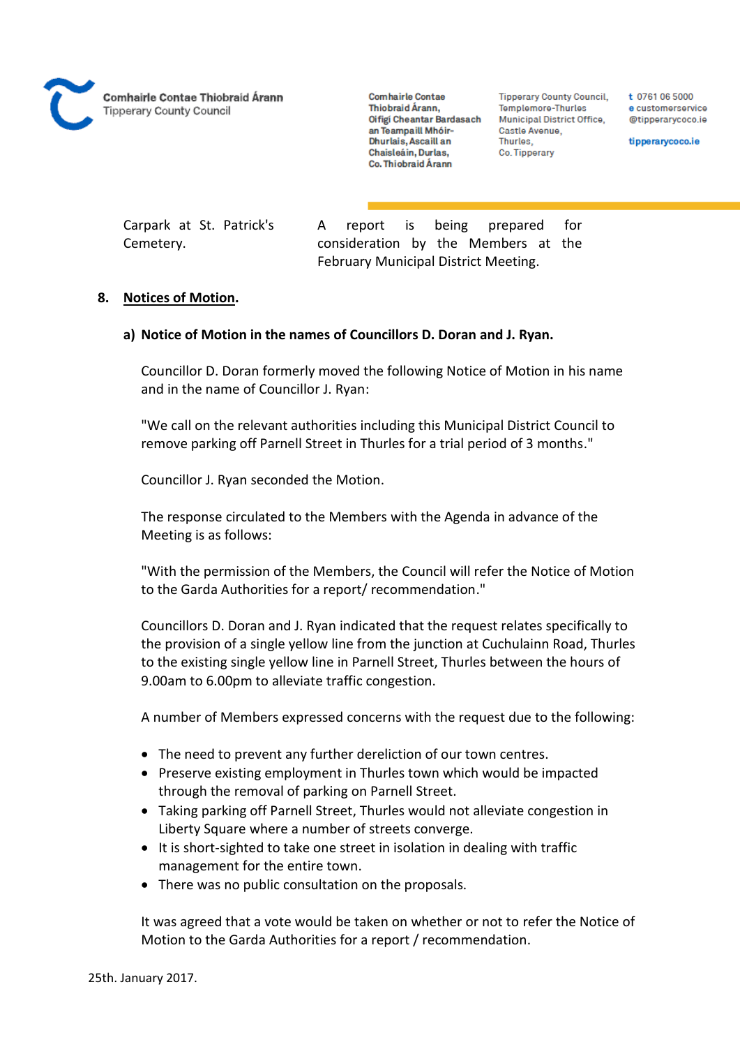| Carpark at St. Patrick's Cemetery. | A report is being prepared for consideration by the Members at the February Municipal District Meeting. |
|---|---|

**8. Notices of Motion.**

**a) Notice of Motion in the names of Councillors D. Doran and J. Ryan.**

Councillor D. Doran formerly moved the following Notice of Motion in his name and in the name of Councillor J. Ryan:

"We call on the relevant authorities including this Municipal District Council to remove parking off Parnell Street in Thurles for a trial period of 3 months."

Councillor J. Ryan seconded the Motion.

The response circulated to the Members with the Agenda in advance of the Meeting is as follows:

"With the permission of the Members, the Council will refer the Notice of Motion to the Garda Authorities for a report/ recommendation."

Councillors D. Doran and J. Ryan indicated that the request relates specifically to the provision of a single yellow line from the junction at Cuchulainn Road, Thurles to the existing single yellow line in Parnell Street, Thurles between the hours of 9.00am to 6.00pm to alleviate traffic congestion.

A number of Members expressed concerns with the request due to the following:

- The need to prevent any further dereliction of our town centres.
- Preserve existing employment in Thurles town which would be impacted through the removal of parking on Parnell Street.
- Taking parking off Parnell Street, Thurles would not alleviate congestion in Liberty Square where a number of streets converge.
- It is short-sighted to take one street in isolation in dealing with traffic management for the entire town.
- There was no public consultation on the proposals.

It was agreed that a vote would be taken on whether or not to refer the Notice of Motion to the Garda Authorities for a report / recommendation.

25th. January 2017.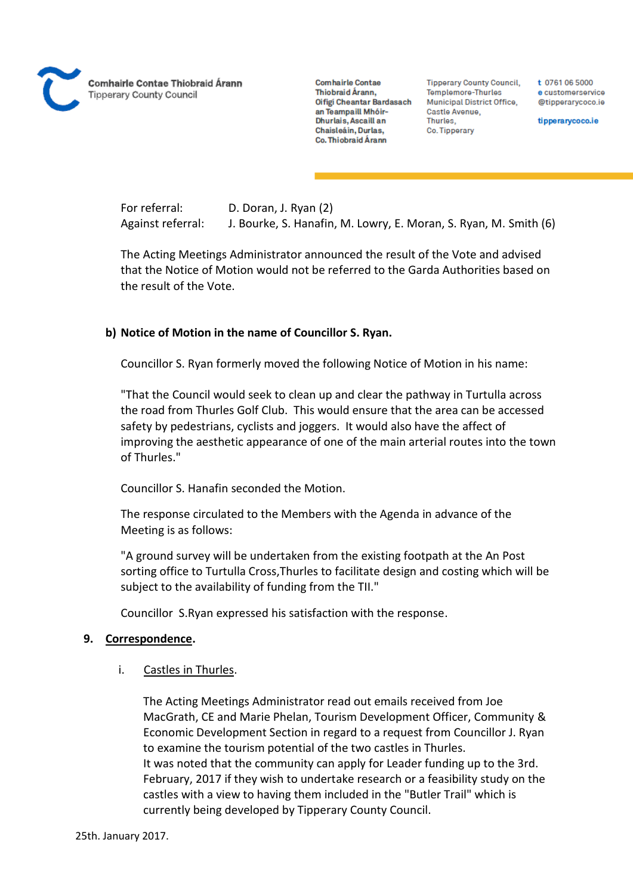For referral: D. Doran, J. Ryan (2)
Against referral: J. Bourke, S. Hanafin, M. Lowry, E. Moran, S. Ryan, M. Smith (6)

The Acting Meetings Administrator announced the result of the Vote and advised that the Notice of Motion would not be referred to the Garda Authorities based on the result of the Vote.

**b) Notice of Motion in the name of Councillor S. Ryan.**

Councillor S. Ryan formerly moved the following Notice of Motion in his name:

"That the Council would seek to clean up and clear the pathway in Turtulla across the road from Thurles Golf Club. This would ensure that the area can be accessed safety by pedestrians, cyclists and joggers. It would also have the affect of improving the aesthetic appearance of one of the main arterial routes into the town of Thurles."

Councillor S. Hanafin seconded the Motion.

The response circulated to the Members with the Agenda in advance of the Meeting is as follows:

"A ground survey will be undertaken from the existing footpath at the An Post sorting office to Turtulla Cross,Thurles to facilitate design and costing which will be subject to the availability of funding from the TII."

Councillor S.Ryan expressed his satisfaction with the response.

**9. <u>Correspondence</u>.**

i. <u>Castles in Thurles</u>.

The Acting Meetings Administrator read out emails received from Joe MacGrath, CE and Marie Phelan, Tourism Development Officer, Community & Economic Development Section in regard to a request from Councillor J. Ryan to examine the tourism potential of the two castles in Thurles.
It was noted that the community can apply for Leader funding up to the 3rd. February, 2017 if they wish to undertake research or a feasibility study on the castles with a view to having them included in the "Butler Trail" which is currently being developed by Tipperary County Council.

25th. January 2017.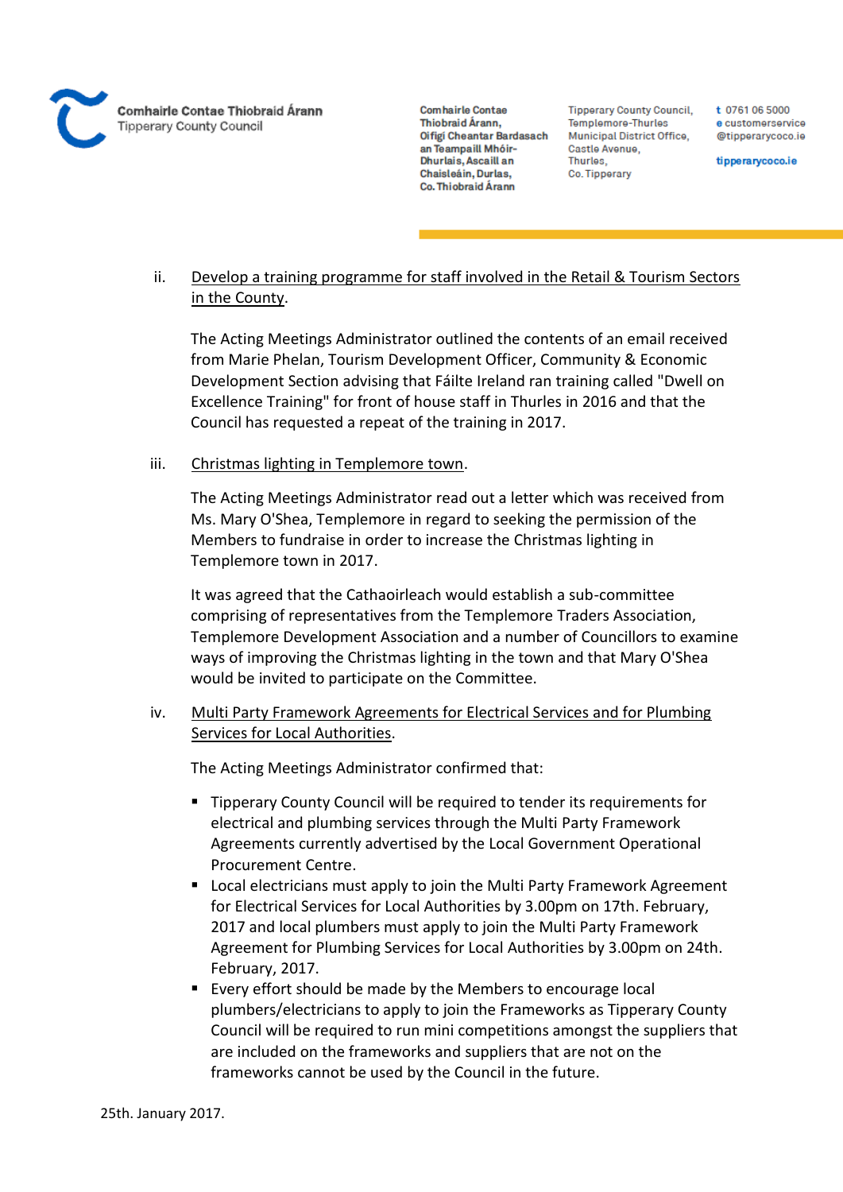ii. Develop a training programme for staff involved in the Retail & Tourism Sectors in the County.

The Acting Meetings Administrator outlined the contents of an email received from Marie Phelan, Tourism Development Officer, Community & Economic Development Section advising that Fáilte Ireland ran training called "Dwell on Excellence Training" for front of house staff in Thurles in 2016 and that the Council has requested a repeat of the training in 2017.

iii. Christmas lighting in Templemore town.

The Acting Meetings Administrator read out a letter which was received from Ms. Mary O'Shea, Templemore in regard to seeking the permission of the Members to fundraise in order to increase the Christmas lighting in Templemore town in 2017.

It was agreed that the Cathaoirleach would establish a sub-committee comprising of representatives from the Templemore Traders Association, Templemore Development Association and a number of Councillors to examine ways of improving the Christmas lighting in the town and that Mary O'Shea would be invited to participate on the Committee.

iv. Multi Party Framework Agreements for Electrical Services and for Plumbing Services for Local Authorities.

The Acting Meetings Administrator confirmed that:

- Tipperary County Council will be required to tender its requirements for electrical and plumbing services through the Multi Party Framework Agreements currently advertised by the Local Government Operational Procurement Centre.
- Local electricians must apply to join the Multi Party Framework Agreement for Electrical Services for Local Authorities by 3.00pm on 17th. February, 2017 and local plumbers must apply to join the Multi Party Framework Agreement for Plumbing Services for Local Authorities by 3.00pm on 24th. February, 2017.
- Every effort should be made by the Members to encourage local plumbers/electricians to apply to join the Frameworks as Tipperary County Council will be required to run mini competitions amongst the suppliers that are included on the frameworks and suppliers that are not on the frameworks cannot be used by the Council in the future.

25th. January 2017.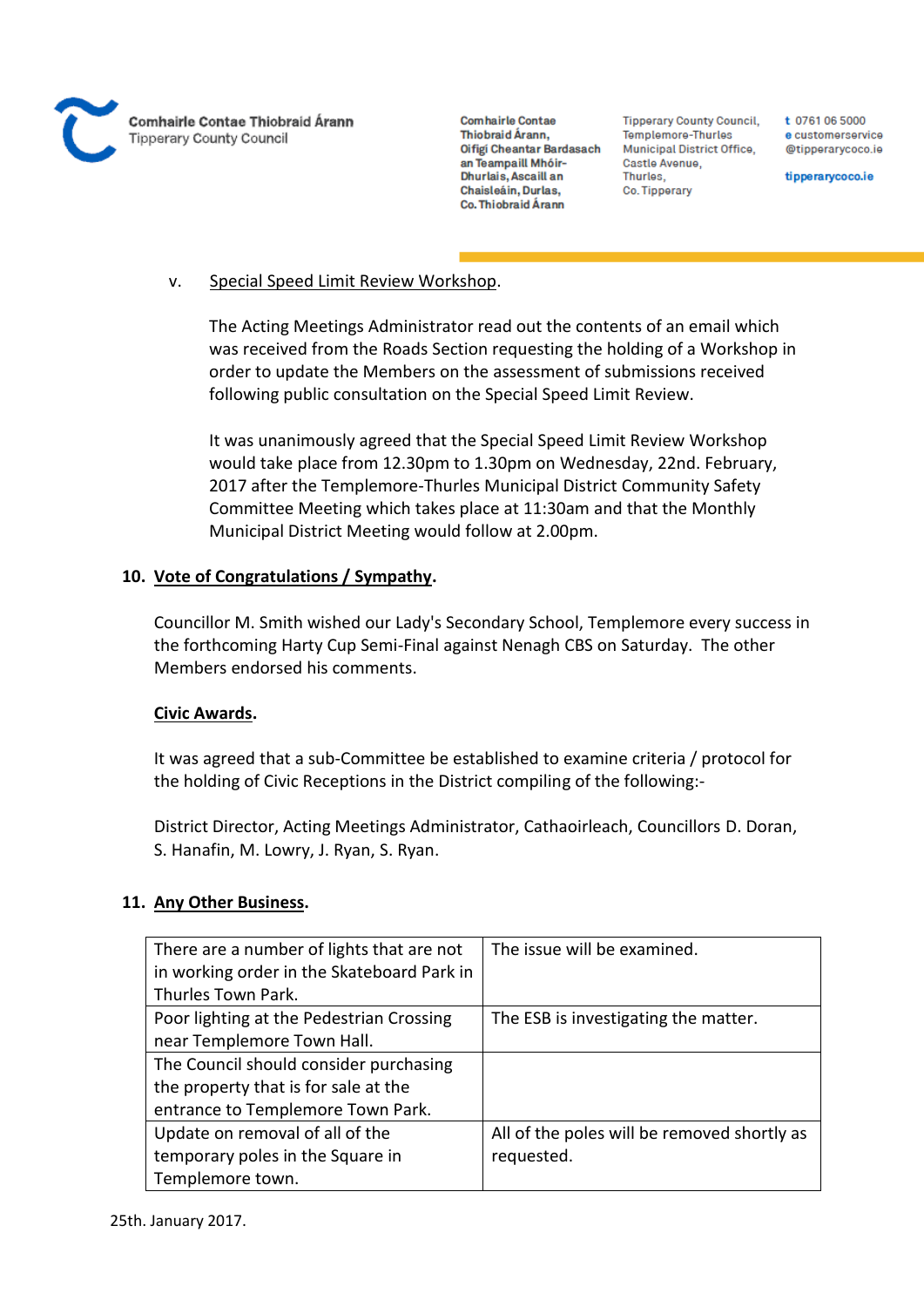v. Special Speed Limit Review Workshop.

The Acting Meetings Administrator read out the contents of an email which was received from the Roads Section requesting the holding of a Workshop in order to update the Members on the assessment of submissions received following public consultation on the Special Speed Limit Review.

It was unanimously agreed that the Special Speed Limit Review Workshop would take place from 12.30pm to 1.30pm on Wednesday, 22nd. February, 2017 after the Templemore-Thurles Municipal District Community Safety Committee Meeting which takes place at 11:30am and that the Monthly Municipal District Meeting would follow at 2.00pm.

**10. Vote of Congratulations / Sympathy.**

Councillor M. Smith wished our Lady's Secondary School, Templemore every success in the forthcoming Harty Cup Semi-Final against Nenagh CBS on Saturday. The other Members endorsed his comments.

**Civic Awards.**

It was agreed that a sub-Committee be established to examine criteria / protocol for the holding of Civic Receptions in the District compiling of the following:-

District Director, Acting Meetings Administrator, Cathaoirleach, Councillors D. Doran, S. Hanafin, M. Lowry, J. Ryan, S. Ryan.

**11. Any Other Business.**

| | |
|---|---|
| There are a number of lights that are not in working order in the Skateboard Park in Thurles Town Park. | The issue will be examined. |
| Poor lighting at the Pedestrian Crossing near Templemore Town Hall. | The ESB is investigating the matter. |
| The Council should consider purchasing the property that is for sale at the entrance to Templemore Town Park. | |
| Update on removal of all of the temporary poles in the Square in Templemore town. | All of the poles will be removed shortly as requested. |

25th. January 2017.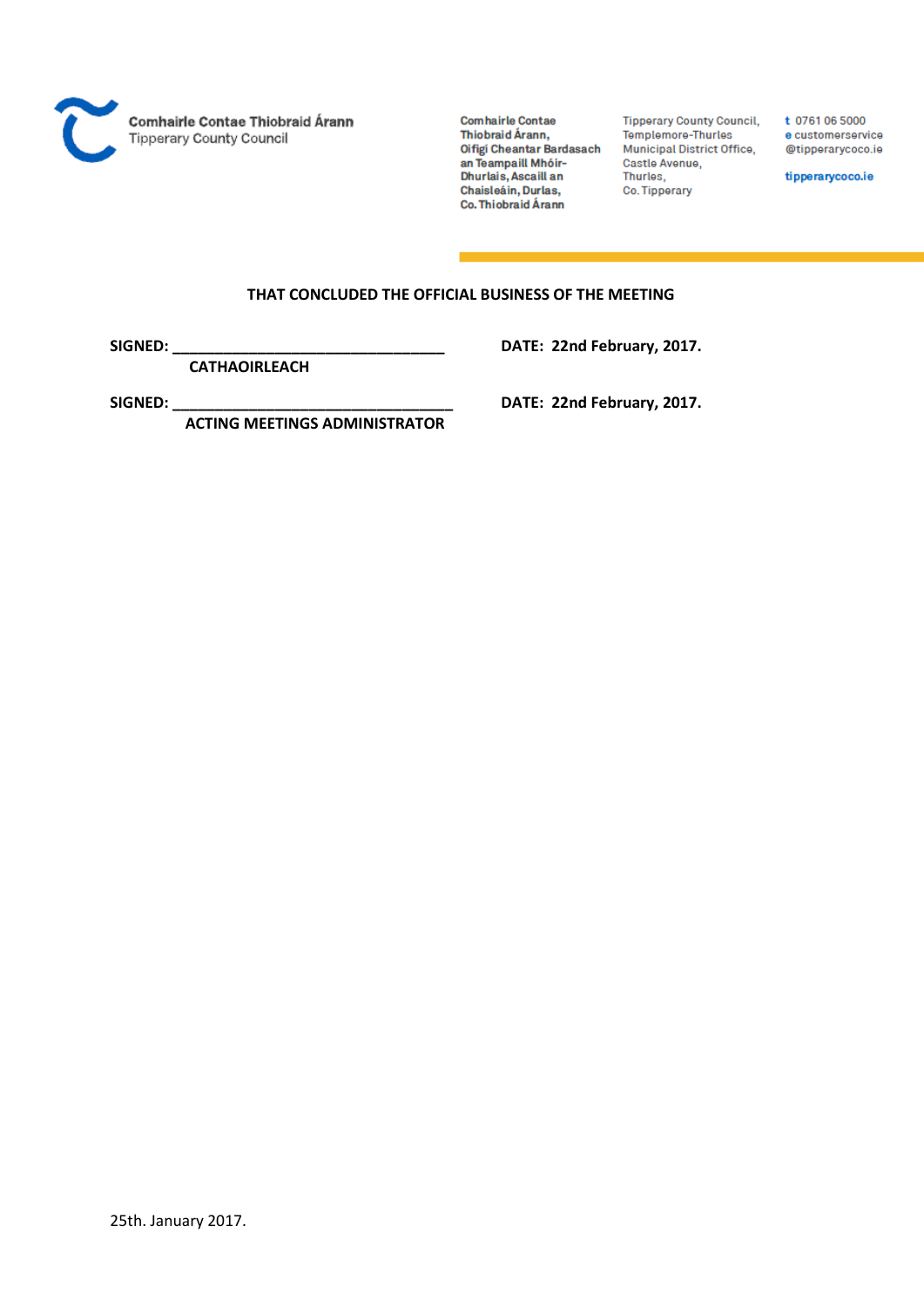Comhairle Contae Thiobraid Árann
Tipperary County Council

Comhairle Contae Thiobraid Árann, Oifigí Cheantar Bardasach an Teampaill Mhóir-Dhurlais, Ascaill an Chaisleáin, Durlas, Co. Thiobraid Árann

Tipperary County Council, Templemore-Thurles Municipal District Office, Castle Avenue, Thurles, Co. Tipperary

t 0761 06 5000
e customerservice@tipperarycoco.ie

tipperarycoco.ie

**THAT CONCLUDED THE OFFICIAL BUSINESS OF THE MEETING**

**SIGNED: _________________________________** **DATE: 22nd February, 2017.**
**CATHAOIRLEACH**

**SIGNED: _________________________________** **DATE: 22nd February, 2017.**
**ACTING MEETINGS ADMINISTRATOR**

25th. January 2017.